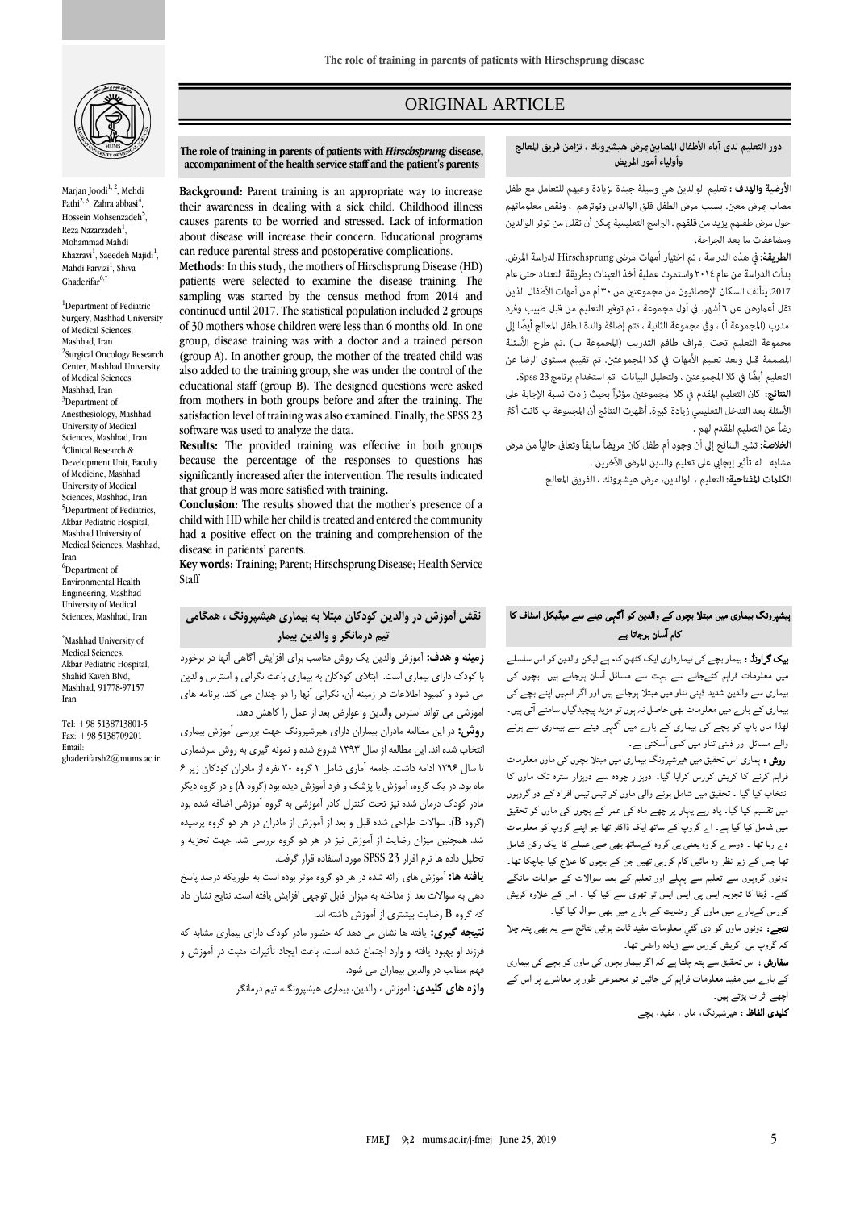# ORIGINAL ARTICLE

Marjan Joodi[1, 2], Mehdi Fathi[2, 3], Zahra abbasi[4], Hossein Mohsenzadeh[5], Reza Nazarzadeh[1], Mohammad Mahdi Khazravi[1], Saeedeh Majidi[1], Mahdi Parvizi[1], Shiva Ghaderifar[6,*]

[1]Department of Pediatric Surgery, Mashhad University of Medical Sciences, Mashhad, Iran
[2]Surgical Oncology Research Center, Mashhad University of Medical Sciences, Mashhad, Iran
[3]Department of Anesthesiology, Mashhad University of Medical Sciences, Mashhad, Iran
[4]Clinical Research & Development Unit, Faculty of Medicine, Mashhad University of Medical Sciences, Mashhad, Iran
[5]Department of Pediatrics, Akbar Pediatric Hospital, Mashhad University of Medical Sciences, Mashhad, Iran
[6]Department of Environmental Health Engineering, Mashhad University of Medical Sciences, Mashhad, Iran

*Mashhad University of Medical Sciences, Akbar Pediatric Hospital, Shahid Kaveh Blvd, Mashhad, 91778-97157 Iran

Tel: +98 5138713801-5
Fax: +98 5138709201
Email: ghaderifarsh2@mums.ac.ir

## The role of training in parents of patients with *Hirschsprung* disease, accompaniment of the health service staff and the patient's parents

**Background:** Parent training is an appropriate way to increase their awareness in dealing with a sick child. Childhood illness causes parents to be worried and stressed. Lack of information about disease will increase their concern. Educational programs can reduce parental stress and postoperative complications.

**Methods:** In this study, the mothers of Hirschsprung Disease (HD) patients were selected to examine the disease training. The sampling was started by the census method from 2014 and continued until 2017. The statistical population included 2 groups of 30 mothers whose children were less than 6 months old. In one group, disease training was with a doctor and a trained person (group A). In another group, the mother of the treated child was also added to the training group, she was under the control of the educational staff (group B). The designed questions were asked from mothers in both groups before and after the training. The satisfaction level of training was also examined. Finally, the SPSS 23 software was used to analyze the data.

**Results:** The provided training was effective in both groups because the percentage of the responses to questions has significantly increased after the intervention. The results indicated that group B was more satisfied with training.

**Conclusion:** The results showed that the mother's presence of a child with HD while her child is treated and entered the community had a positive effect on the training and comprehension of the disease in patients' parents.

**Key words:** Training; Parent; Hirschsprung Disease; Health Service Staff

## دور التعليم لدى آباء الأطفال المصابين بمرض هيشبرونك ، تزامن فريق المعالج وأولياء أمور المريض

**الأرضية والهدف :** تعليم الوالدين هي وسيلة جيدة لزيادة وعيهم للتعامل مع طفل مصاب بمرض معين. يسبب مرض الطفل قلق الوالدين وتوترهم ، ونقص معلوماتهم حول مرض طفلهم يزيد من قلقهم . البرامج التعليمية يمكن أن تقلل من توتر الوالدين ومضاعفات ما بعد الجراحة.

**الطريقة:** في هذه الدراسة ، تم اختيار أمهات مرضى Hirschsprung لدراسة المرض. بدأت الدراسة من عام ٢٠١٤ واستمرت عملية أخذ العينات بطريقة التعداد حتى عام 2017. يتألف السكان الإحصائيون من مجموعتين من ٣٠ أم من أمهات الأطفال الذين تقل أعمارهن عن ٦ أشهر. في أول مجموعة ، تم توفير التعليم من قبل طبيب وفرد مدرب (المجموعة أ) ، وفي مجموعة الثانية ، تم إضافة والدة الطفل المعالج أيضًا إلى مجموعة التعليم تحت إشراف طاقم التدريب (المجموعة ب) .تم طرح الأسئلة المصممة قبل وبعد تعليم الأمهات في كلا المجموعتين. تم تقييم مستوى الرضا عن التعليم أيضًا في كلا المجموعتين ، ولتحليل البيانات تم استخدام برنامج Spss 23.

**النتائج:** كان التعليم المقدم في كلا المجموعتين مؤثراً بحيث زادت نسبة الإجابة على الأسئلة بعد التدخل التعليمي زيادة كبيرة. أظهرت النتائج أن المجموعة ب كانت أكثر رضاً عن التعليم المقدم لهم .

**الخلاصة:** تشير النتائج إلى أن وجود أم طفل كان مريضاً سابقاً وتعافى حالياً من مرض مشابه له تأثير إيجابي على تعليم والدين المرضى الآخرين .

**الكلمات المفتاحية:** التعليم ، الوالدين، مرض هيشبرونك ، الفريق المعالج

## نقش آموزش در والدین کودکان مبتلا به بیماری هیشپرونگ ، همگامی تیم درمانگر و والدین بیمار

**زمینه و هدف:** آموزش والدین یک روش مناسب برای افزایش آگاهی آنها در برخورد با کودک دارای بیماری است. ابتلای کودکان به بیماری باعث نگرانی و استرس والدین می شود و کمبود اطلاعات در زمینه آن، نگرانی آنها را دو چندان می کند. برنامه های آموزشی می تواند استرس والدین و عوارض بعد از عمل را کاهش دهد.

**روش:** در این مطالعه مادران بیماران دارای هیرشپرونگ جهت بررسی آموزش بیماری انتخاب شده اند. این مطالعه از سال ۱۳۹۳ شروع شده و نمونه گیری به روش سرشماری تا سال ۱۳۹۶ ادامه داشت. جامعه آماری شامل ۲ گروه ۳۰ نفره از مادران کودکان زیر ۶ ماه بود. در یک گروه، آموزش با پزشک و فرد آموزش دیده بود (گروه A) و در گروه دیگر مادر کودک درمان شده نیز تحت کنترل کادر آموزشی به گروه آموزشی اضافه شده بود (گروه B). سوالات طراحی شده قبل و بعد از آموزش از مادران در هر دو گروه پرسیده شد. همچنین میزان رضایت از آموزش نیز در هر دو گروه بررسی شد. جهت تجزیه و تحلیل داده ها نرم افزار SPSS 23 مورد استفاده قرار گرفت.

**یافته ها:** آموزش های ارائه شده در هر دو گروه موثر بوده است به طوریکه درصد پاسخ دهی به سوالات بعد از مداخله به میزان قابل توجهی افزایش یافته است. نتایج نشان داد که گروه B رضایت بیشتری از آموزش داشته اند.

**نتیجه گیری:** یافته ها نشان می دهد که حضور مادر کودک دارای بیماری مشابه که فرزند او بهبود یافته و وارد اجتماع شده است، باعث ایجاد تأثیرات مثبت در آموزش و فهم مطالب در والدین بیماران می شود.

**واژه های کلیدی:** آموزش ، والدین، بیماری هیشپرونگ، تیم درمانگر

## ہیشپرونگ بیماری میں مبتلا بچوں کے والدین کو آگہی دینے سے میڈیکل اسٹاف کا کام آسان ہوجاتا ہے

**بیک گراونڈ :** بیمار بچے کی تیمارداری ایک کٹھن کام ہے لیکن والدین کو اس سلسلے میں معلومات فراہم کئےجانے سے بہت سے مسائل آسان ہوجاتے ہیں۔ بچوں کی بیماری سے والدین شدید ذہنی تناو میں مبتلا ہوجاتے ہیں اور اگر انہیں اپنے بچے کی بیماری کے بارے میں معلومات بھی حاصل نہ ہوں تو مزید پیچیدگیاں سامنے آتی ہیں۔ لھذا ماں باپ کو بچے کی بیماری کے بارے میں آگہی دینے سے بیماری سے ہونے والے مسائل اور ذہنی تناو میں کمی آسکتی ہے۔

**روش :** ہماری اس تحقیق میں ہیرشپرونگ بیماری میں مبتلا بچوں کی ماوں معلومات فراہم کرنے کا کریش کورس کرایا گیا۔ دوہزار چودہ سے دوہزار سترہ تک ماوں کا انتخاب کیا گیا ۔ تحقیق میں شامل ہونے والی ماوں کو تیس تیس افراد کے دو گروہوں میں تقسیم کیا گیا۔ یاد رہے یہاں پر چھے ماہ کی عمر کے بچوں کی ماوں کو تحقیق میں شامل کیا گیا ہے۔ اے گروپ کے ساتھ ایک ڈاکٹر تھا جو اپنے گروپ کو معلومات دے رہا تھا ۔ دوسرے گروہ یعنی بی گروہ کےساتھ بھی طبی عملے کا ایک رکن شامل تھا جس کے زیر نظر وہ مائیں کام کررہی تھیں جن کے بچوں کا علاج کیا جاچکا تھا۔ دونوں گروہوں سے تعلیم سے پہلے اور تعلیم کے بعد سوالات کے جوابات مانگے گئے۔ ڈیٹا کا تجزیہ ایس پی ایس ایس تو تھری سے کیا گیا ۔ اس کے علاوہ کریش کورس کےبارے میں ماوں کی رضایت کے بارے میں بھی سوال کیا گیا۔

**نتیجے :** دونوں ماوں کو دی گئي معلومات مفید ثابت ہوئيں نتائج سے یہ بھی پتہ چلا کہ گروپ بی کریش کورس سے زیادہ راضی تھا۔

**سفارش :** اس تحقیق سے پتہ چلتا ہے کہ اگر بیمار بچوں کی ماوں کو بچے کی بیماری کے بارے میں مفید معلومات فراہم کی جائيں تو مجموعی طور پر معاشرے پر اس کے اچھے اثرات پڑتے ہیں۔

**کلیدی الفاظ :** ہیرشبرنگ، ماں ، مفید، بچے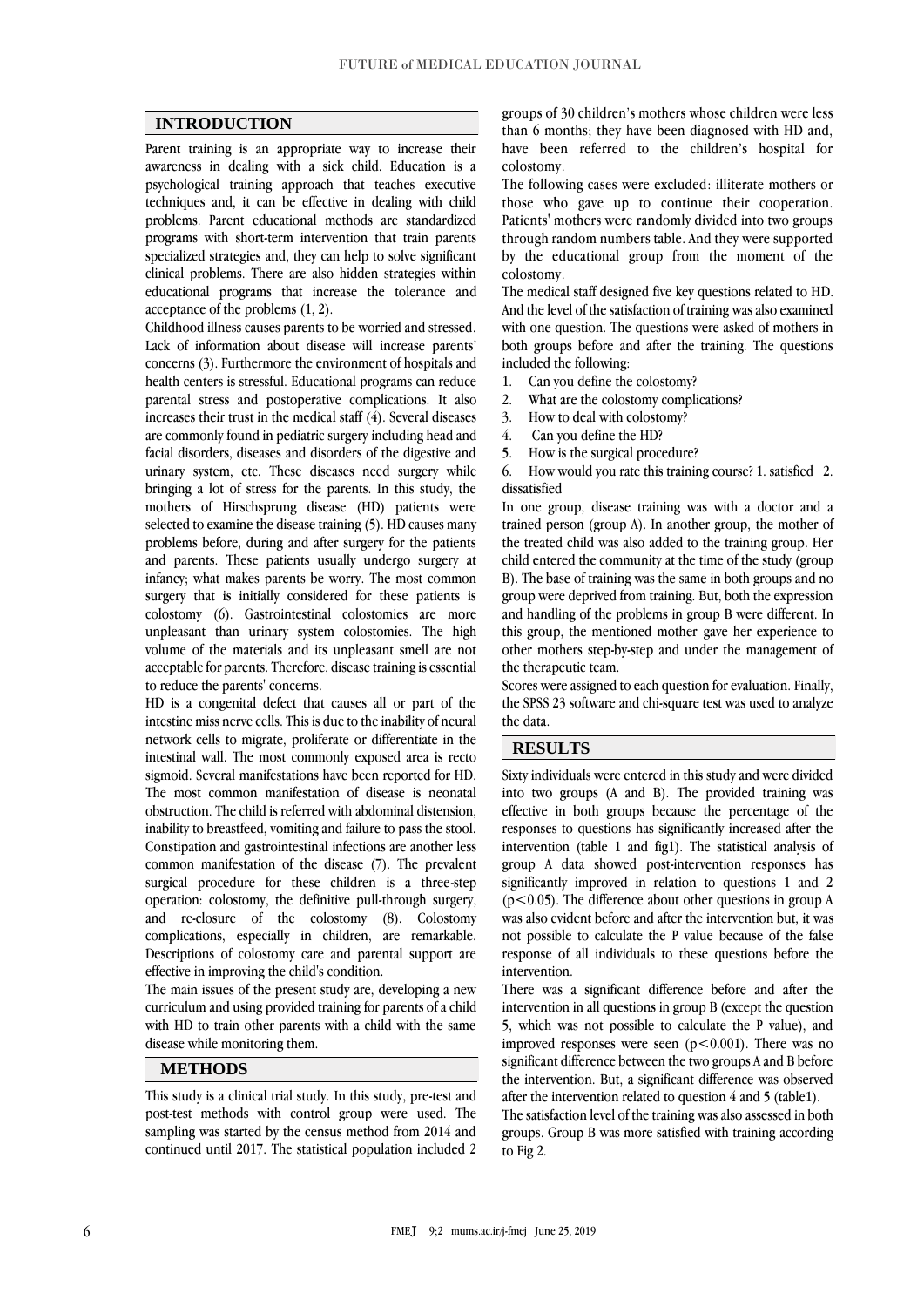## INTRODUCTION

Parent training is an appropriate way to increase their awareness in dealing with a sick child. Education is a psychological training approach that teaches executive techniques and, it can be effective in dealing with child problems. Parent educational methods are standardized programs with short-term intervention that train parents specialized strategies and, they can help to solve significant clinical problems. There are also hidden strategies within educational programs that increase the tolerance and acceptance of the problems (1, 2).

Childhood illness causes parents to be worried and stressed. Lack of information about disease will increase parents' concerns (3). Furthermore the environment of hospitals and health centers is stressful. Educational programs can reduce parental stress and postoperative complications. It also increases their trust in the medical staff (4). Several diseases are commonly found in pediatric surgery including head and facial disorders, diseases and disorders of the digestive and urinary system, etc. These diseases need surgery while bringing a lot of stress for the parents. In this study, the mothers of Hirschsprung disease (HD) patients were selected to examine the disease training (5). HD causes many problems before, during and after surgery for the patients and parents. These patients usually undergo surgery at infancy; what makes parents be worry. The most common surgery that is initially considered for these patients is colostomy (6). Gastrointestinal colostomies are more unpleasant than urinary system colostomies. The high volume of the materials and its unpleasant smell are not acceptable for parents. Therefore, disease training is essential to reduce the parents' concerns.

HD is a congenital defect that causes all or part of the intestine miss nerve cells. This is due to the inability of neural network cells to migrate, proliferate or differentiate in the intestinal wall. The most commonly exposed area is recto sigmoid. Several manifestations have been reported for HD. The most common manifestation of disease is neonatal obstruction. The child is referred with abdominal distension, inability to breastfeed, vomiting and failure to pass the stool. Constipation and gastrointestinal infections are another less common manifestation of the disease (7). The prevalent surgical procedure for these children is a three-step operation: colostomy, the definitive pull-through surgery, and re-closure of the colostomy (8). Colostomy complications, especially in children, are remarkable. Descriptions of colostomy care and parental support are effective in improving the child's condition.

The main issues of the present study are, developing a new curriculum and using provided training for parents of a child with HD to train other parents with a child with the same disease while monitoring them.

## METHODS

This study is a clinical trial study. In this study, pre-test and post-test methods with control group were used. The sampling was started by the census method from 2014 and continued until 2017. The statistical population included 2 groups of 30 children's mothers whose children were less than 6 months; they have been diagnosed with HD and, have been referred to the children's hospital for colostomy.

The following cases were excluded: illiterate mothers or those who gave up to continue their cooperation. Patients' mothers were randomly divided into two groups through random numbers table. And they were supported by the educational group from the moment of the colostomy.

The medical staff designed five key questions related to HD. And the level of the satisfaction of training was also examined with one question. The questions were asked of mothers in both groups before and after the training. The questions included the following:

1. Can you define the colostomy?
2. What are the colostomy complications?
3. How to deal with colostomy?
4. Can you define the HD?
5. How is the surgical procedure?
6. How would you rate this training course? 1. satisfied 2. dissatisfied

In one group, disease training was with a doctor and a trained person (group A). In another group, the mother of the treated child was also added to the training group. Her child entered the community at the time of the study (group B). The base of training was the same in both groups and no group were deprived from training. But, both the expression and handling of the problems in group B were different. In this group, the mentioned mother gave her experience to other mothers step-by-step and under the management of the therapeutic team.

Scores were assigned to each question for evaluation. Finally, the SPSS 23 software and chi-square test was used to analyze the data.

## RESULTS

Sixty individuals were entered in this study and were divided into two groups (A and B). The provided training was effective in both groups because the percentage of the responses to questions has significantly increased after the intervention (table 1 and fig1). The statistical analysis of group A data showed post-intervention responses has significantly improved in relation to questions 1 and 2 ($p<0.05$). The difference about other questions in group A was also evident before and after the intervention but, it was not possible to calculate the P value because of the false response of all individuals to these questions before the intervention.

There was a significant difference before and after the intervention in all questions in group B (except the question 5, which was not possible to calculate the P value), and improved responses were seen ($p<0.001$). There was no significant difference between the two groups A and B before the intervention. But, a significant difference was observed after the intervention related to question 4 and 5 (table1).

The satisfaction level of the training was also assessed in both groups. Group B was more satisfied with training according to Fig 2.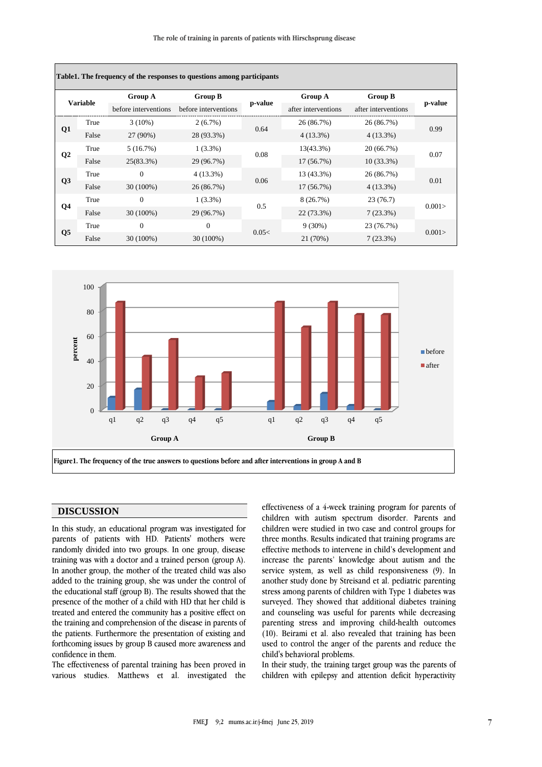**Table1. The frequency of the responses to questions among participants**

| Variable | | Group A before interventions | Group B before interventions | p-value | Group A after interventions | Group B after interventions | p-value |
|---|---|---|---|---|---|---|---|
| Q1 | True | 3 (10%) | 2 (6.7%) | 0.64 | 26 (86.7%) | 26 (86.7%) | 0.99 |
| | False | 27 (90%) | 28 (93.3%) | | 4 (13.3%) | 4 (13.3%) | |
| Q2 | True | 5 (16.7%) | 1 (3.3%) | 0.08 | 13(43.3%) | 20 (66.7%) | 0.07 |
| | False | 25(83.3%) | 29 (96.7%) | | 17 (56.7%) | 10 (33.3%) | |
| Q3 | True | 0 | 4 (13.3%) | 0.06 | 13 (43.3%) | 26 (86.7%) | 0.01 |
| | False | 30 (100%) | 26 (86.7%) | | 17 (56.7%) | 4 (13.3%) | |
| Q4 | True | 0 | 1 (3.3%) | 0.5 | 8 (26.7%) | 23 (76.7) | 0.001> |
| | False | 30 (100%) | 29 (96.7%) | | 22 (73.3%) | 7 (23.3%) | |
| Q5 | True | 0 | 0 | 0.05< | 9 (30%) | 23 (76.7%) | 0.001> |
| | False | 30 (100%) | 30 (100%) | | 21 (70%) | 7 (23.3%) | |

**Figure1. The frequency of the true answers to questions before and after interventions in group A and B**

## DISCUSSION

In this study, an educational program was investigated for parents of patients with HD. Patients' mothers were randomly divided into two groups. In one group, disease training was with a doctor and a trained person (group A). In another group, the mother of the treated child was also added to the training group, she was under the control of the educational staff (group B). The results showed that the presence of the mother of a child with HD that her child is treated and entered the community has a positive effect on the training and comprehension of the disease in parents of the patients. Furthermore the presentation of existing and forthcoming issues by group B caused more awareness and confidence in them.

The effectiveness of parental training has been proved in various studies. Matthews et al. investigated the effectiveness of a 4-week training program for parents of children with autism spectrum disorder. Parents and children were studied in two case and control groups for three months. Results indicated that training programs are effective methods to intervene in child's development and increase the parents' knowledge about autism and the service system, as well as child responsiveness (9). In another study done by Streisand et al. pediatric parenting stress among parents of children with Type 1 diabetes was surveyed. They showed that additional diabetes training and counseling was useful for parents while decreasing parenting stress and improving child-health outcomes (10). Beirami et al. also revealed that training has been used to control the anger of the parents and reduce the child's behavioral problems.

In their study, the training target group was the parents of children with epilepsy and attention deficit hyperactivity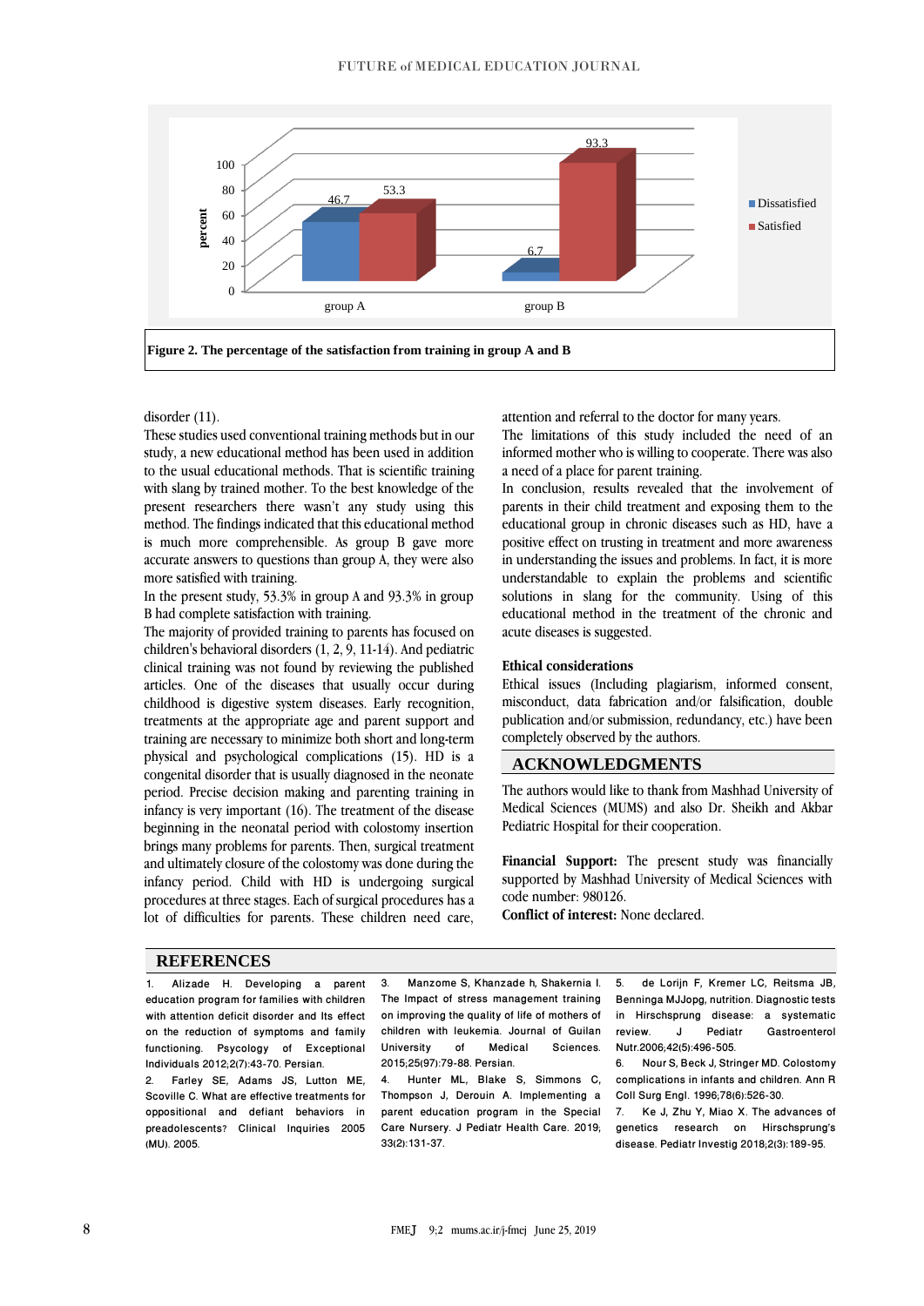Figure 2. The percentage of the satisfaction from training in group A and B

disorder (11).

These studies used conventional training methods but in our study, a new educational method has been used in addition to the usual educational methods. That is scientific training with slang by trained mother. To the best knowledge of the present researchers there wasn't any study using this method. The findings indicated that this educational method is much more comprehensible. As group B gave more accurate answers to questions than group A, they were also more satisfied with training.

In the present study, 53.3% in group A and 93.3% in group B had complete satisfaction with training.

The majority of provided training to parents has focused on children's behavioral disorders (1, 2, 9, 11-14). And pediatric clinical training was not found by reviewing the published articles. One of the diseases that usually occur during childhood is digestive system diseases. Early recognition, treatments at the appropriate age and parent support and training are necessary to minimize both short and long-term physical and psychological complications (15). HD is a congenital disorder that is usually diagnosed in the neonate period. Precise decision making and parenting training in infancy is very important (16). The treatment of the disease beginning in the neonatal period with colostomy insertion brings many problems for parents. Then, surgical treatment and ultimately closure of the colostomy was done during the infancy period. Child with HD is undergoing surgical procedures at three stages. Each of surgical procedures has a lot of difficulties for parents. These children need care, attention and referral to the doctor for many years.

The limitations of this study included the need of an informed mother who is willing to cooperate. There was also a need of a place for parent training.

In conclusion, results revealed that the involvement of parents in their child treatment and exposing them to the educational group in chronic diseases such as HD, have a positive effect on trusting in treatment and more awareness in understanding the issues and problems. In fact, it is more understandable to explain the problems and scientific solutions in slang for the community. Using of this educational method in the treatment of the chronic and acute diseases is suggested.

### Ethical considerations

Ethical issues (Including plagiarism, informed consent, misconduct, data fabrication and/or falsification, double publication and/or submission, redundancy, etc.) have been completely observed by the authors.

## ACKNOWLEDGMENTS

The authors would like to thank from Mashhad University of Medical Sciences (MUMS) and also Dr. Sheikh and Akbar Pediatric Hospital for their cooperation.

**Financial Support:** The present study was financially supported by Mashhad University of Medical Sciences with code number: 980126.

**Conflict of interest:** None declared.

## REFERENCES

1. Alizade H. Developing a parent education program for families with children with attention deficit disorder and Its effect on the reduction of symptoms and family functioning. Psycology of Exceptional Individuals 2012;2(7):43-70. Persian.
2. Farley SE, Adams JS, Lutton ME, Scoville C. What are effective treatments for oppositional and defiant behaviors in preadolescents? Clinical Inquiries 2005 (MU). 2005.
3. Manzome S, Khanzade h, Shakernia I. The Impact of stress management training on improving the quality of life of mothers of children with leukemia. Journal of Guilan University of Medical Sciences. 2015;25(97):79-88. Persian.
4. Hunter ML, Blake S, Simmons C, Thompson J, Derouin A. Implementing a parent education program in the Special Care Nursery. J Pediatr Health Care. 2019; 33(2):131-37.
5. de Lorijn F, Kremer LC, Reitsma JB, Benninga MJJopg, nutrition. Diagnostic tests in Hirschsprung disease: a systematic review. J Pediatr Gastroenterol Nutr.2006;42(5):496-505.
6. Nour S, Beck J, Stringer MD. Colostomy complications in infants and children. Ann R Coll Surg Engl. 1996;78(6):526-30.
7. Ke J, Zhu Y, Miao X. The advances of genetics research on Hirschsprung's disease. Pediatr Investig 2018;2(3):189-95.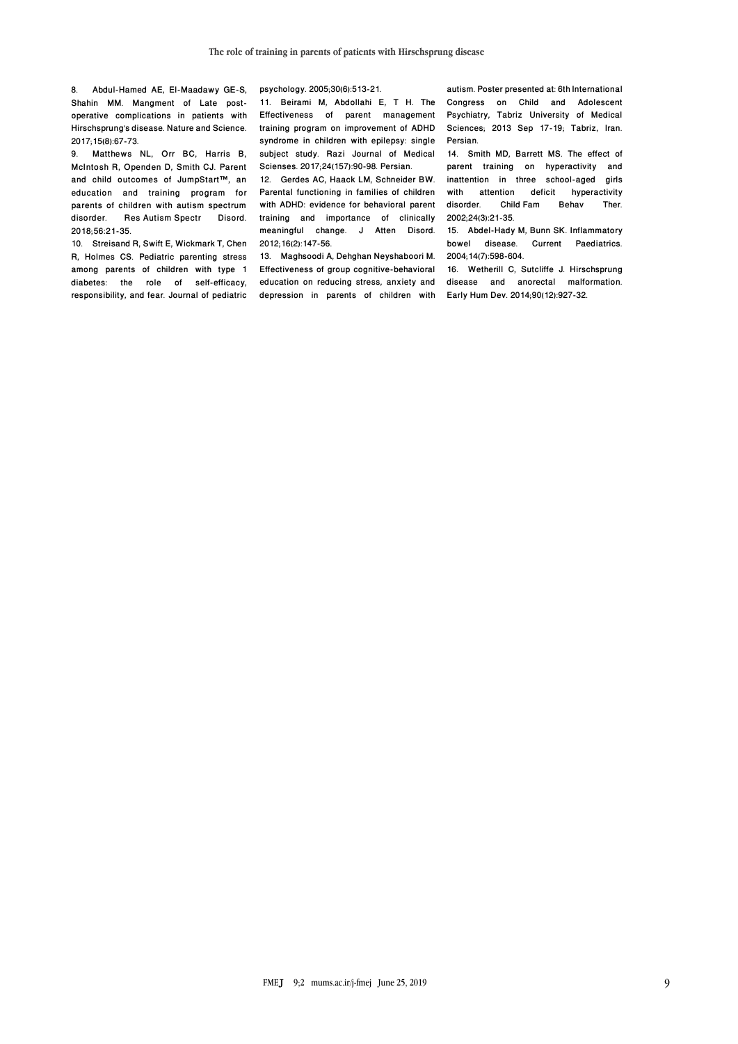8. Abdul-Hamed AE, El-Maadawy GE-S, Shahin MM. Mangment of Late post-operative complications in patients with Hirschsprung's disease. Nature and Science. 2017;15(8):67-73.

9. Matthews NL, Orr BC, Harris B, McIntosh R, Openden D, Smith CJ. Parent and child outcomes of JumpStart™, an education and training program for parents of children with autism spectrum disorder. Res Autism Spectr Disord. 2018;56:21-35.

10. Streisand R, Swift E, Wickmark T, Chen R, Holmes CS. Pediatric parenting stress among parents of children with type 1 diabetes: the role of self-efficacy, responsibility, and fear. Journal of pediatric psychology. 2005;30(6):513-21.

11. Beirami M, Abdollahi E, T H. The Effectiveness of parent management training program on improvement of ADHD syndrome in children with epilepsy: single subject study. Razi Journal of Medical Scienses. 2017;24(157):90-98. Persian.

12. Gerdes AC, Haack LM, Schneider BW. Parental functioning in families of children with ADHD: evidence for behavioral parent training and importance of clinically meaningful change. J Atten Disord. 2012;16(2):147-56.

13. Maghsoodi A, Dehghan Neyshaboori M. Effectiveness of group cognitive-behavioral education on reducing stress, anxiety and depression in parents of children with autism. Poster presented at: 6th International Congress on Child and Adolescent Psychiatry, Tabriz University of Medical Sciences; 2013 Sep 17-19; Tabriz, Iran. Persian.

14. Smith MD, Barrett MS. The effect of parent training on hyperactivity and inattention in three school-aged girls with attention deficit hyperactivity disorder. Child Fam Behav Ther. 2002;24(3):21-35.

15. Abdel-Hady M, Bunn SK. Inflammatory bowel disease. Current Paediatrics. 2004;14(7):598-604.

16. Wetherill C, Sutcliffe J. Hirschsprung disease and anorectal malformation. Early Hum Dev. 2014;90(12):927-32.